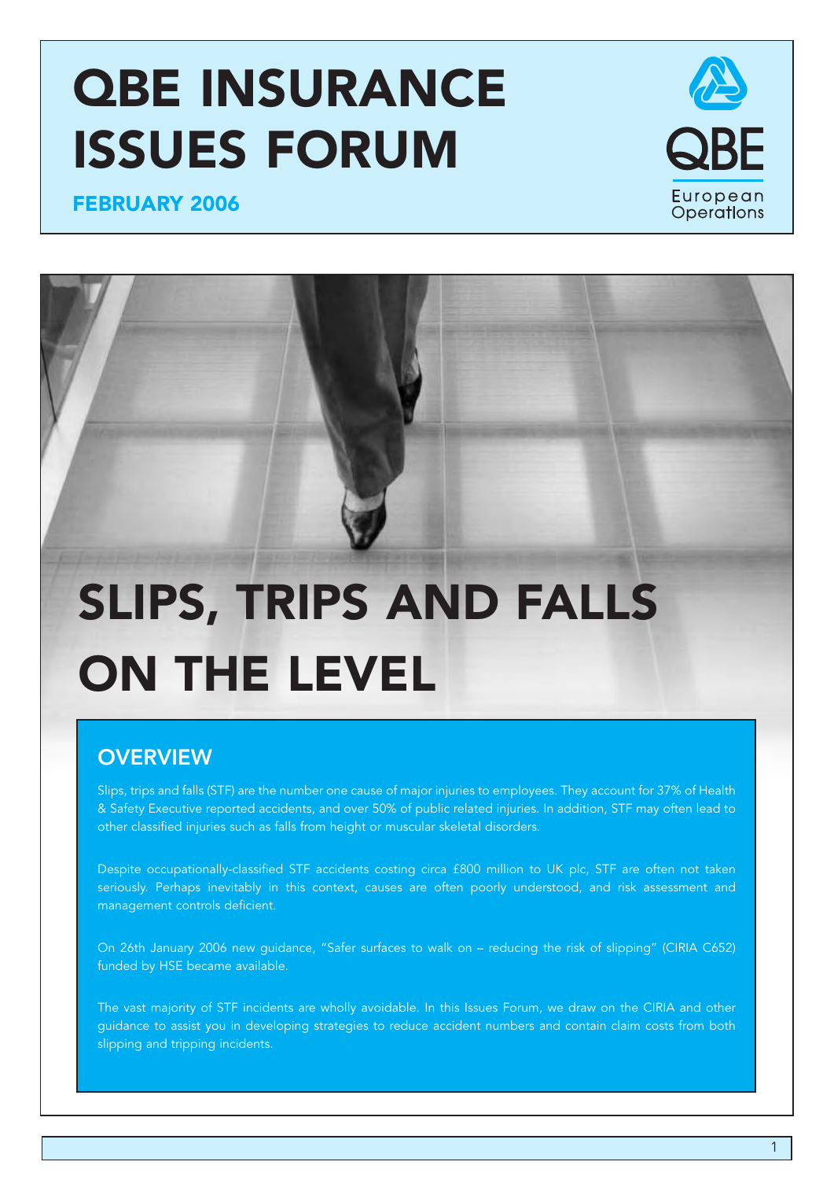# QBE INSURANCE ISSUES FORUM

**FEBRUARY 2006**

QBE European Operations

# SLIPS, TRIPS AND FALLS ON THE LEVEL

## OVERVIEW

Slips, trips and falls (STF) are the number one cause of major injuries to employees. They account for 37% of Health & Safety Executive reported accidents, and over 50% of public related injuries. In addition, STF may often lead to other classified injuries such as falls from height or muscular skeletal disorders.

Despite occupationally-classified STF accidents costing circa £800 million to UK plc, STF are often not taken seriously. Perhaps inevitably in this context, causes are often poorly understood, and risk assessment and management controls deficient.

On 26th January 2006 new guidance, "Safer surfaces to walk on – reducing the risk of slipping" (CIRIA C652) funded by HSE became available.

The vast majority of STF incidents are wholly avoidable. In this Issues Forum, we draw on the CIRIA and other guidance to assist you in developing strategies to reduce accident numbers and contain claim costs from both slipping and tripping incidents.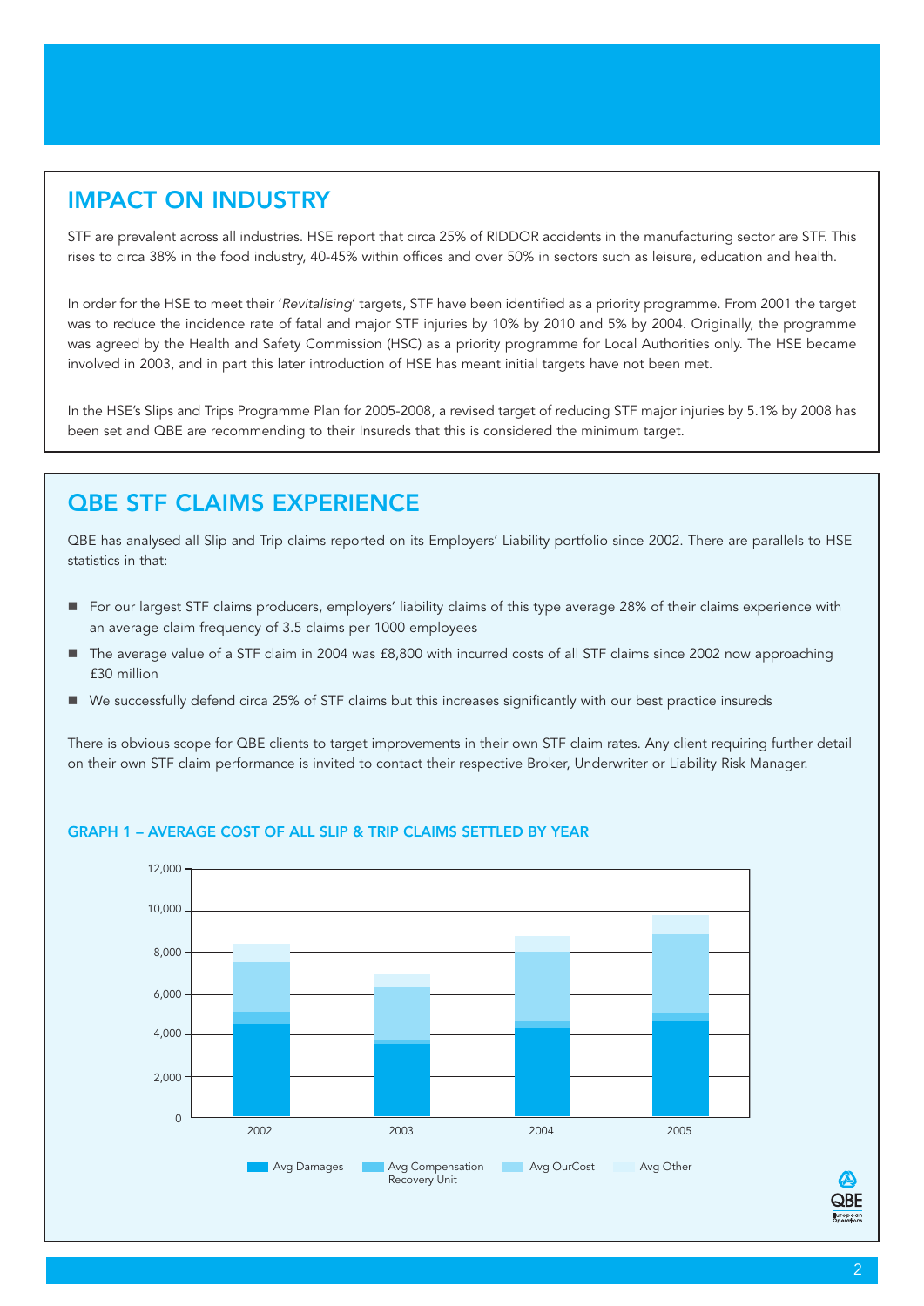## IMPACT ON INDUSTRY

STF are prevalent across all industries. HSE report that circa 25% of RIDDOR accidents in the manufacturing sector are STF. This rises to circa 38% in the food industry, 40-45% within offices and over 50% in sectors such as leisure, education and health.

In order for the HSE to meet their '*Revitalising*' targets, STF have been identified as a priority programme. From 2001 the target was to reduce the incidence rate of fatal and major STF injuries by 10% by 2010 and 5% by 2004. Originally, the programme was agreed by the Health and Safety Commission (HSC) as a priority programme for Local Authorities only. The HSE became involved in 2003, and in part this later introduction of HSE has meant initial targets have not been met.

In the HSE's Slips and Trips Programme Plan for 2005-2008, a revised target of reducing STF major injuries by 5.1% by 2008 has been set and QBE are recommending to their Insureds that this is considered the minimum target.

## QBE STF CLAIMS EXPERIENCE

QBE has analysed all Slip and Trip claims reported on its Employers' Liability portfolio since 2002. There are parallels to HSE statistics in that:

- For our largest STF claims producers, employers' liability claims of this type average 28% of their claims experience with an average claim frequency of 3.5 claims per 1000 employees
- The average value of a STF claim in 2004 was £8,800 with incurred costs of all STF claims since 2002 now approaching £30 million
- We successfully defend circa 25% of STF claims but this increases significantly with our best practice insureds

There is obvious scope for QBE clients to target improvements in their own STF claim rates. Any client requiring further detail on their own STF claim performance is invited to contact their respective Broker, Underwriter or Liability Risk Manager.

### GRAPH 1 – AVERAGE COST OF ALL SLIP & TRIP CLAIMS SETTLED BY YEAR

Y-axis: 0 – 12,000. Years: 2002, 2003, 2004, 2005.

Legend: Avg Damages, Avg Compensation Recovery Unit, Avg OurCost, Avg Other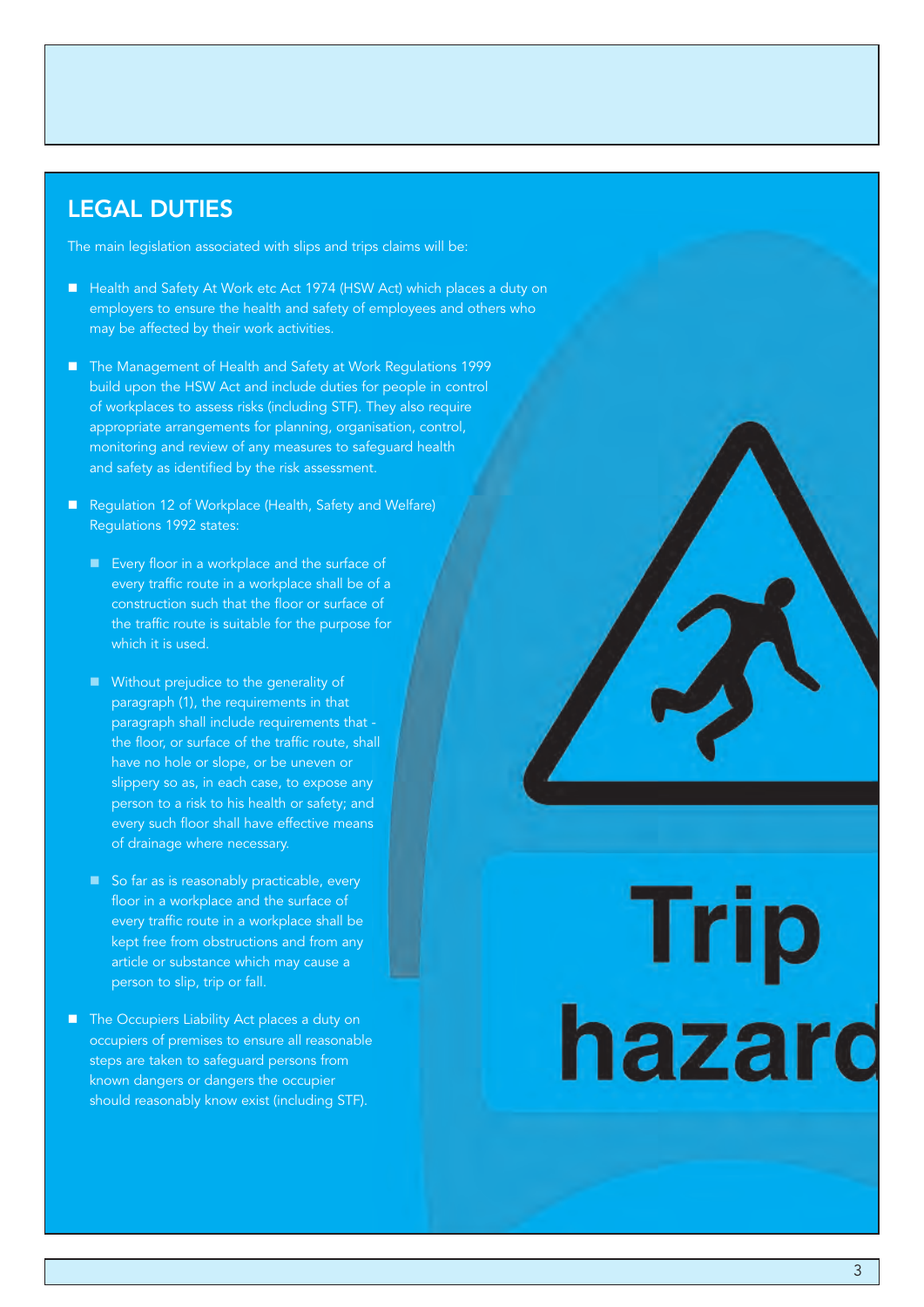## LEGAL DUTIES

The main legislation associated with slips and trips claims will be:

- Health and Safety At Work etc Act 1974 (HSW Act) which places a duty on employers to ensure the health and safety of employees and others who may be affected by their work activities.
- The Management of Health and Safety at Work Regulations 1999 build upon the HSW Act and include duties for people in control of workplaces to assess risks (including STF). They also require appropriate arrangements for planning, organisation, control, monitoring and review of any measures to safeguard health and safety as identified by the risk assessment.
- Regulation 12 of Workplace (Health, Safety and Welfare) Regulations 1992 states:
  - Every floor in a workplace and the surface of every traffic route in a workplace shall be of a construction such that the floor or surface of the traffic route is suitable for the purpose for which it is used.
  - Without prejudice to the generality of paragraph (1), the requirements in that paragraph shall include requirements that - the floor, or surface of the traffic route, shall have no hole or slope, or be uneven or slippery so as, in each case, to expose any person to a risk to his health or safety; and every such floor shall have effective means of drainage where necessary.
  - So far as is reasonably practicable, every floor in a workplace and the surface of every traffic route in a workplace shall be kept free from obstructions and from any article or substance which may cause a person to slip, trip or fall.
- The Occupiers Liability Act places a duty on occupiers of premises to ensure all reasonable steps are taken to safeguard persons from known dangers or dangers the occupier should reasonably know exist (including STF).

Trip hazard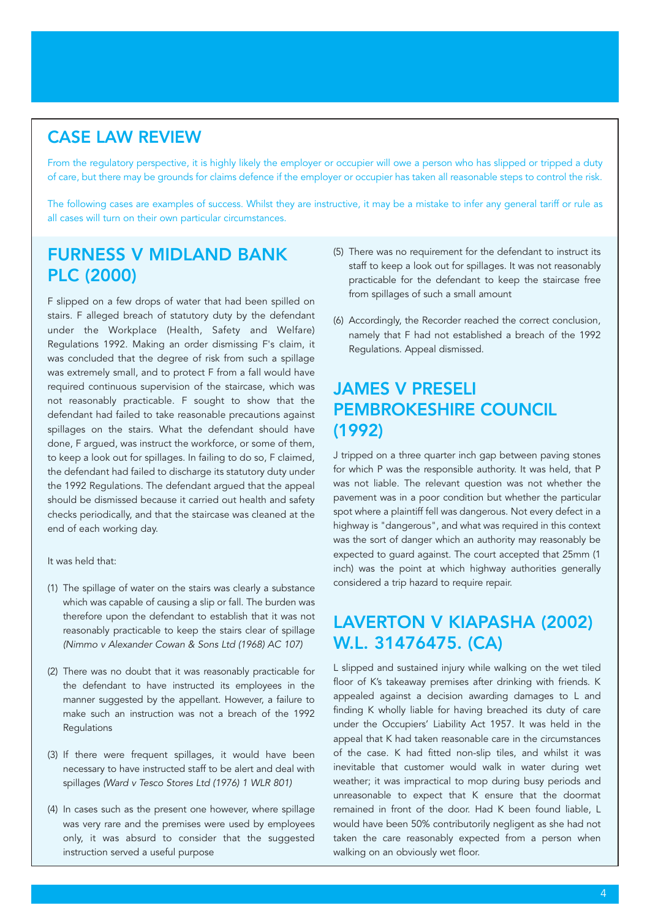## CASE LAW REVIEW

From the regulatory perspective, it is highly likely the employer or occupier will owe a person who has slipped or tripped a duty of care, but there may be grounds for claims defence if the employer or occupier has taken all reasonable steps to control the risk.

The following cases are examples of success. Whilst they are instructive, it may be a mistake to infer any general tariff or rule as all cases will turn on their own particular circumstances.

## FURNESS V MIDLAND BANK PLC (2000)

F slipped on a few drops of water that had been spilled on stairs. F alleged breach of statutory duty by the defendant under the Workplace (Health, Safety and Welfare) Regulations 1992. Making an order dismissing F's claim, it was concluded that the degree of risk from such a spillage was extremely small, and to protect F from a fall would have required continuous supervision of the staircase, which was not reasonably practicable. F sought to show that the defendant had failed to take reasonable precautions against spillages on the stairs. What the defendant should have done, F argued, was instruct the workforce, or some of them, to keep a look out for spillages. In failing to do so, F claimed, the defendant had failed to discharge its statutory duty under the 1992 Regulations. The defendant argued that the appeal should be dismissed because it carried out health and safety checks periodically, and that the staircase was cleaned at the end of each working day.

It was held that:

(1) The spillage of water on the stairs was clearly a substance which was capable of causing a slip or fall. The burden was therefore upon the defendant to establish that it was not reasonably practicable to keep the stairs clear of spillage *(Nimmo v Alexander Cowan & Sons Ltd (1968) AC 107)*

(2) There was no doubt that it was reasonably practicable for the defendant to have instructed its employees in the manner suggested by the appellant. However, a failure to make such an instruction was not a breach of the 1992 Regulations

(3) If there were frequent spillages, it would have been necessary to have instructed staff to be alert and deal with spillages *(Ward v Tesco Stores Ltd (1976) 1 WLR 801)*

(4) In cases such as the present one however, where spillage was very rare and the premises were used by employees only, it was absurd to consider that the suggested instruction served a useful purpose

(5) There was no requirement for the defendant to instruct its staff to keep a look out for spillages. It was not reasonably practicable for the defendant to keep the staircase free from spillages of such a small amount

(6) Accordingly, the Recorder reached the correct conclusion, namely that F had not established a breach of the 1992 Regulations. Appeal dismissed.

## JAMES V PRESELI PEMBROKESHIRE COUNCIL (1992)

J tripped on a three quarter inch gap between paving stones for which P was the responsible authority. It was held, that P was not liable. The relevant question was not whether the pavement was in a poor condition but whether the particular spot where a plaintiff fell was dangerous. Not every defect in a highway is "dangerous", and what was required in this context was the sort of danger which an authority may reasonably be expected to guard against. The court accepted that 25mm (1 inch) was the point at which highway authorities generally considered a trip hazard to require repair.

## LAVERTON V KIAPASHA (2002) W.L. 31476475. (CA)

L slipped and sustained injury while walking on the wet tiled floor of K's takeaway premises after drinking with friends. K appealed against a decision awarding damages to L and finding K wholly liable for having breached its duty of care under the Occupiers' Liability Act 1957. It was held in the appeal that K had taken reasonable care in the circumstances of the case. K had fitted non-slip tiles, and whilst it was inevitable that customer would walk in water during wet weather; it was impractical to mop during busy periods and unreasonable to expect that K ensure that the doormat remained in front of the door. Had K been found liable, L would have been 50% contributorily negligent as she had not taken the care reasonably expected from a person when walking on an obviously wet floor.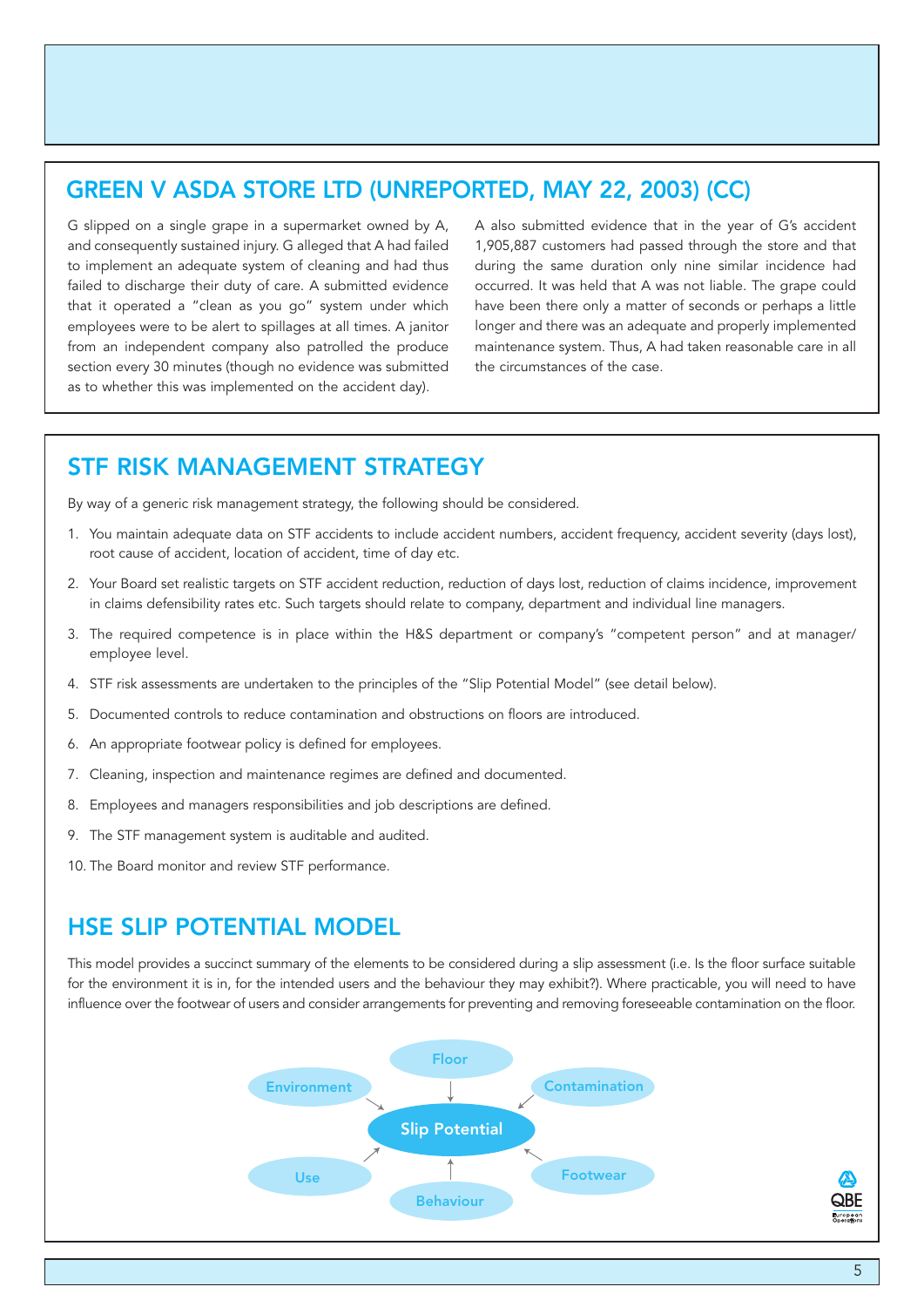## GREEN V ASDA STORE LTD (UNREPORTED, MAY 22, 2003) (CC)

G slipped on a single grape in a supermarket owned by A, and consequently sustained injury. G alleged that A had failed to implement an adequate system of cleaning and had thus failed to discharge their duty of care. A submitted evidence that it operated a "clean as you go" system under which employees were to be alert to spillages at all times. A janitor from an independent company also patrolled the produce section every 30 minutes (though no evidence was submitted as to whether this was implemented on the accident day).

A also submitted evidence that in the year of G's accident 1,905,887 customers had passed through the store and that during the same duration only nine similar incidence had occurred. It was held that A was not liable. The grape could have been there only a matter of seconds or perhaps a little longer and there was an adequate and properly implemented maintenance system. Thus, A had taken reasonable care in all the circumstances of the case.

## STF RISK MANAGEMENT STRATEGY

By way of a generic risk management strategy, the following should be considered.

1. You maintain adequate data on STF accidents to include accident numbers, accident frequency, accident severity (days lost), root cause of accident, location of accident, time of day etc.
2. Your Board set realistic targets on STF accident reduction, reduction of days lost, reduction of claims incidence, improvement in claims defensibility rates etc. Such targets should relate to company, department and individual line managers.
3. The required competence is in place within the H&S department or company's "competent person" and at manager/employee level.
4. STF risk assessments are undertaken to the principles of the "Slip Potential Model" (see detail below).
5. Documented controls to reduce contamination and obstructions on floors are introduced.
6. An appropriate footwear policy is defined for employees.
7. Cleaning, inspection and maintenance regimes are defined and documented.
8. Employees and managers responsibilities and job descriptions are defined.
9. The STF management system is auditable and audited.
10. The Board monitor and review STF performance.

## HSE SLIP POTENTIAL MODEL

This model provides a succinct summary of the elements to be considered during a slip assessment (i.e. Is the floor surface suitable for the environment it is in, for the intended users and the behaviour they may exhibit?). Where practicable, you will need to have influence over the footwear of users and consider arrangements for preventing and removing foreseeable contamination on the floor.

Slip Potential: Floor, Contamination, Footwear, Behaviour, Use, Environment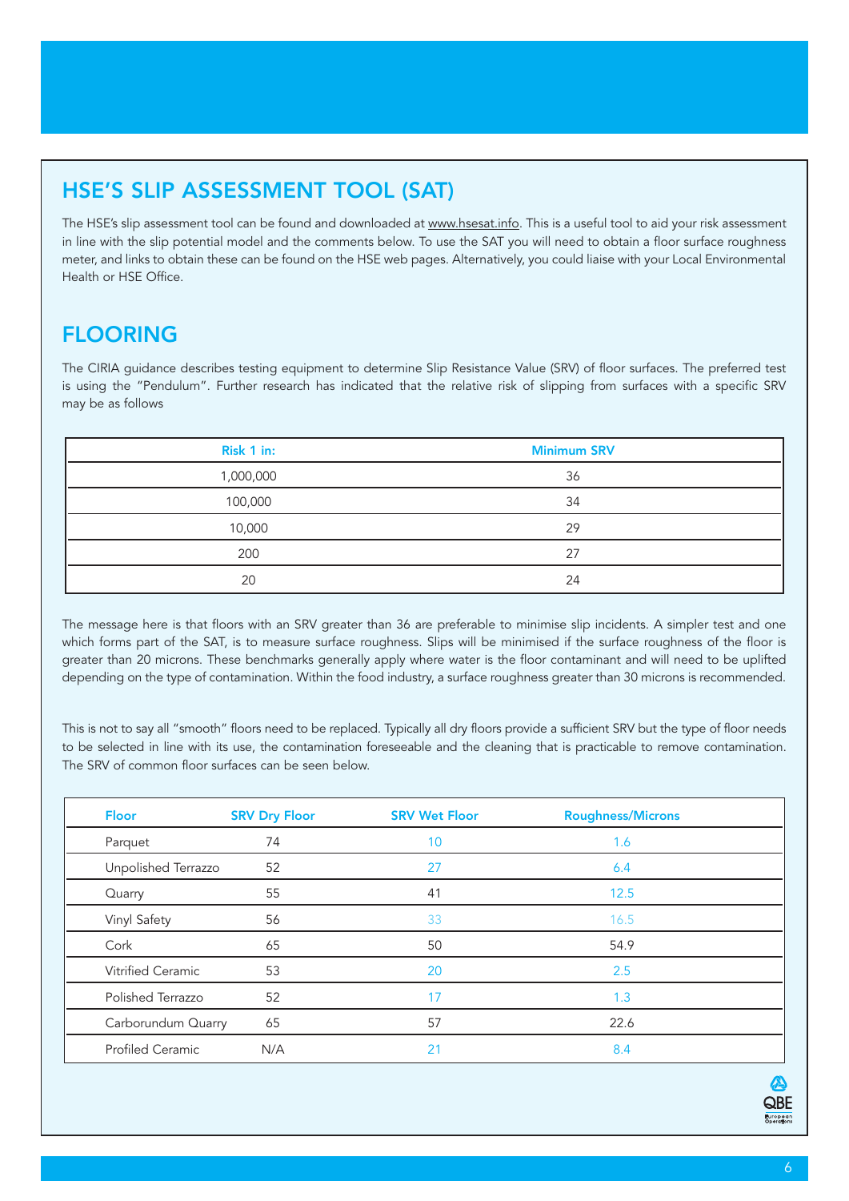## HSE'S SLIP ASSESSMENT TOOL (SAT)

The HSE's slip assessment tool can be found and downloaded at www.hsesat.info. This is a useful tool to aid your risk assessment in line with the slip potential model and the comments below. To use the SAT you will need to obtain a floor surface roughness meter, and links to obtain these can be found on the HSE web pages. Alternatively, you could liaise with your Local Environmental Health or HSE Office.

## FLOORING

The CIRIA guidance describes testing equipment to determine Slip Resistance Value (SRV) of floor surfaces. The preferred test is using the "Pendulum". Further research has indicated that the relative risk of slipping from surfaces with a specific SRV may be as follows

| Risk 1 in: | Minimum SRV |
|---|---|
| 1,000,000 | 36 |
| 100,000 | 34 |
| 10,000 | 29 |
| 200 | 27 |
| 20 | 24 |

The message here is that floors with an SRV greater than 36 are preferable to minimise slip incidents. A simpler test and one which forms part of the SAT, is to measure surface roughness. Slips will be minimised if the surface roughness of the floor is greater than 20 microns. These benchmarks generally apply where water is the floor contaminant and will need to be uplifted depending on the type of contamination. Within the food industry, a surface roughness greater than 30 microns is recommended.

This is not to say all "smooth" floors need to be replaced. Typically all dry floors provide a sufficient SRV but the type of floor needs to be selected in line with its use, the contamination foreseeable and the cleaning that is practicable to remove contamination. The SRV of common floor surfaces can be seen below.

| Floor | SRV Dry Floor | SRV Wet Floor | Roughness/Microns |
|---|---|---|---|
| Parquet | 74 | 10 | 1.6 |
| Unpolished Terrazzo | 52 | 27 | 6.4 |
| Quarry | 55 | 41 | 12.5 |
| Vinyl Safety | 56 | 33 | 16.5 |
| Cork | 65 | 50 | 54.9 |
| Vitrified Ceramic | 53 | 20 | 2.5 |
| Polished Terrazzo | 52 | 17 | 1.3 |
| Carborundum Quarry | 65 | 57 | 22.6 |
| Profiled Ceramic | N/A | 21 | 8.4 |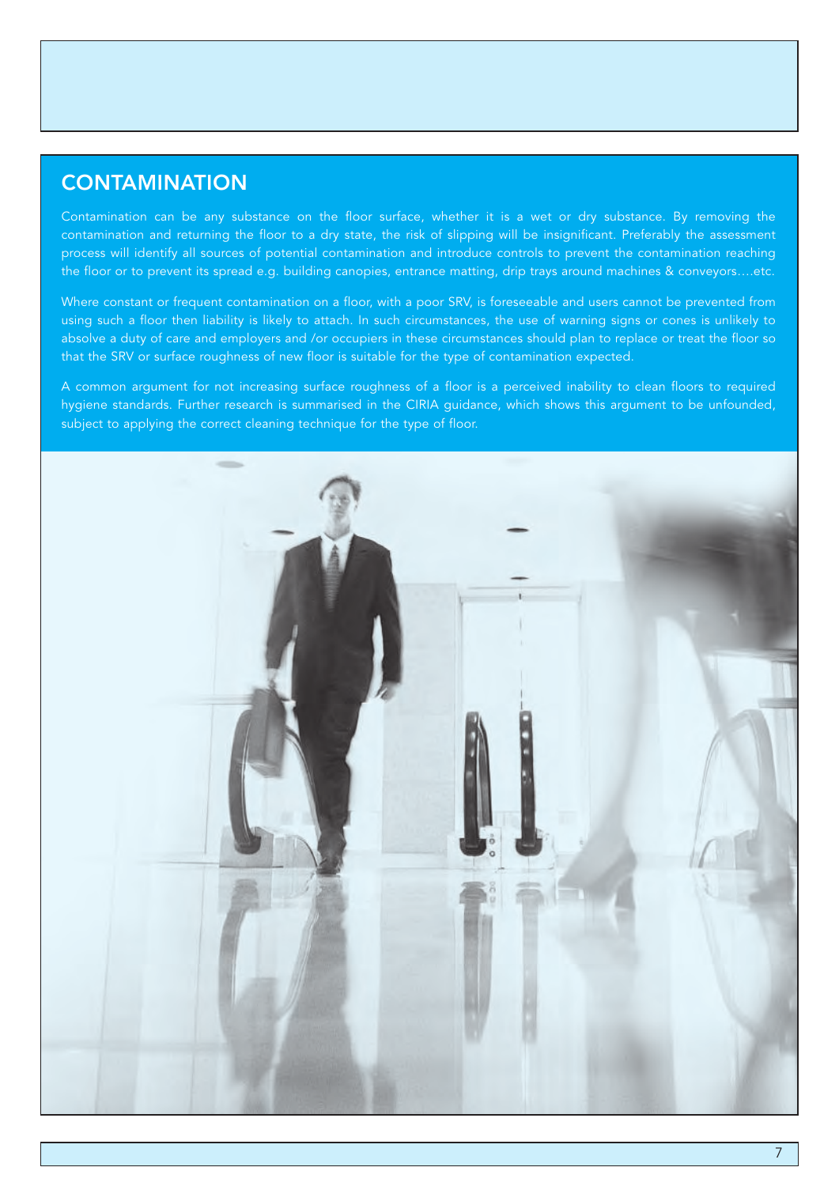## CONTAMINATION

Contamination can be any substance on the floor surface, whether it is a wet or dry substance. By removing the contamination and returning the floor to a dry state, the risk of slipping will be insignificant. Preferably the assessment process will identify all sources of potential contamination and introduce controls to prevent the contamination reaching the floor or to prevent its spread e.g. building canopies, entrance matting, drip trays around machines & conveyors….etc.

Where constant or frequent contamination on a floor, with a poor SRV, is foreseeable and users cannot be prevented from using such a floor then liability is likely to attach. In such circumstances, the use of warning signs or cones is unlikely to absolve a duty of care and employers and /or occupiers in these circumstances should plan to replace or treat the floor so that the SRV or surface roughness of new floor is suitable for the type of contamination expected.

A common argument for not increasing surface roughness of a floor is a perceived inability to clean floors to required hygiene standards. Further research is summarised in the CIRIA guidance, which shows this argument to be unfounded, subject to applying the correct cleaning technique for the type of floor.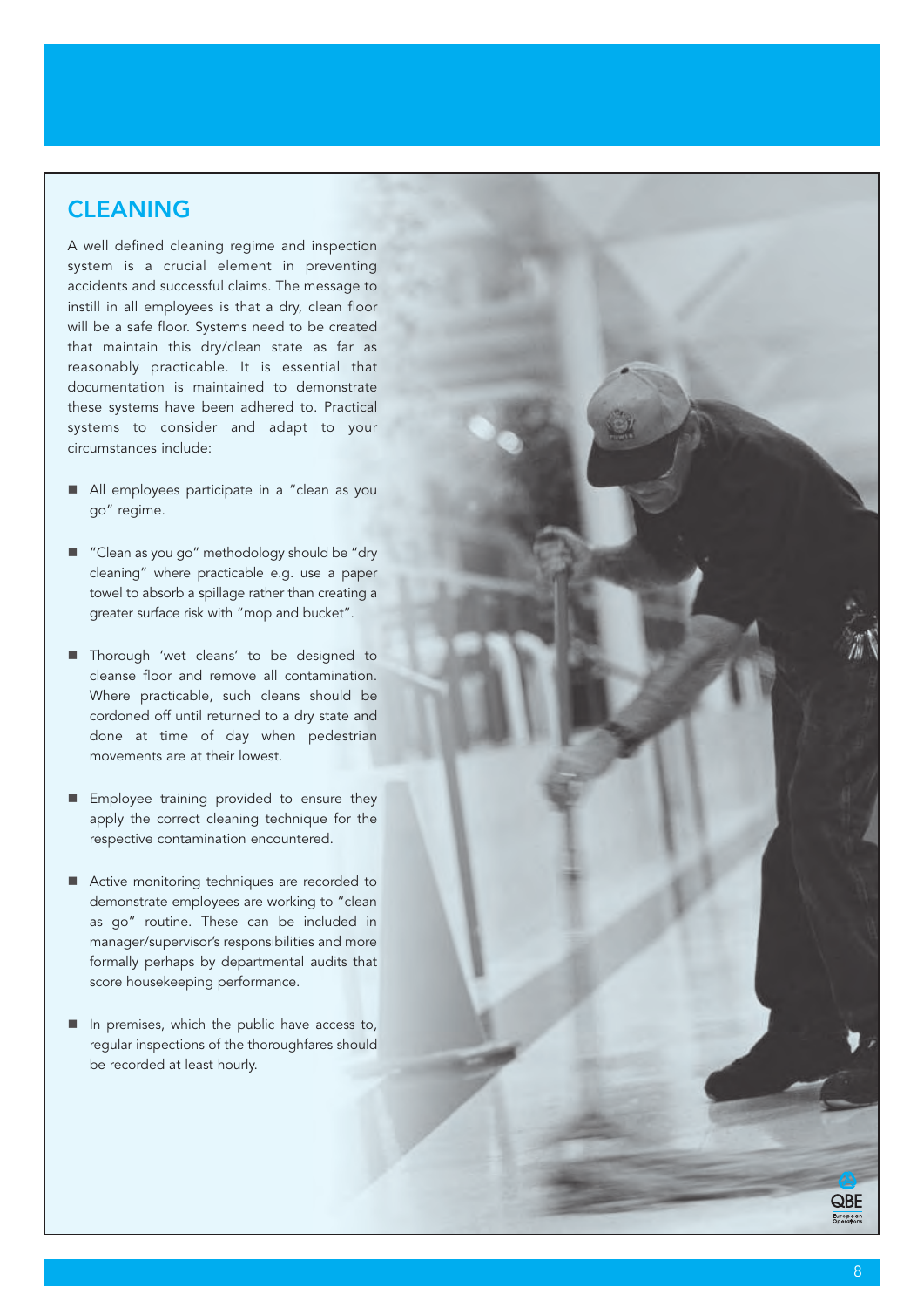## CLEANING

A well defined cleaning regime and inspection system is a crucial element in preventing accidents and successful claims. The message to instill in all employees is that a dry, clean floor will be a safe floor. Systems need to be created that maintain this dry/clean state as far as reasonably practicable. It is essential that documentation is maintained to demonstrate these systems have been adhered to. Practical systems to consider and adapt to your circumstances include:

- All employees participate in a "clean as you go" regime.
- "Clean as you go" methodology should be "dry cleaning" where practicable e.g. use a paper towel to absorb a spillage rather than creating a greater surface risk with "mop and bucket".
- Thorough 'wet cleans' to be designed to cleanse floor and remove all contamination. Where practicable, such cleans should be cordoned off until returned to a dry state and done at time of day when pedestrian movements are at their lowest.
- Employee training provided to ensure they apply the correct cleaning technique for the respective contamination encountered.
- Active monitoring techniques are recorded to demonstrate employees are working to "clean as go" routine. These can be included in manager/supervisor's responsibilities and more formally perhaps by departmental audits that score housekeeping performance.
- In premises, which the public have access to, regular inspections of the thoroughfares should be recorded at least hourly.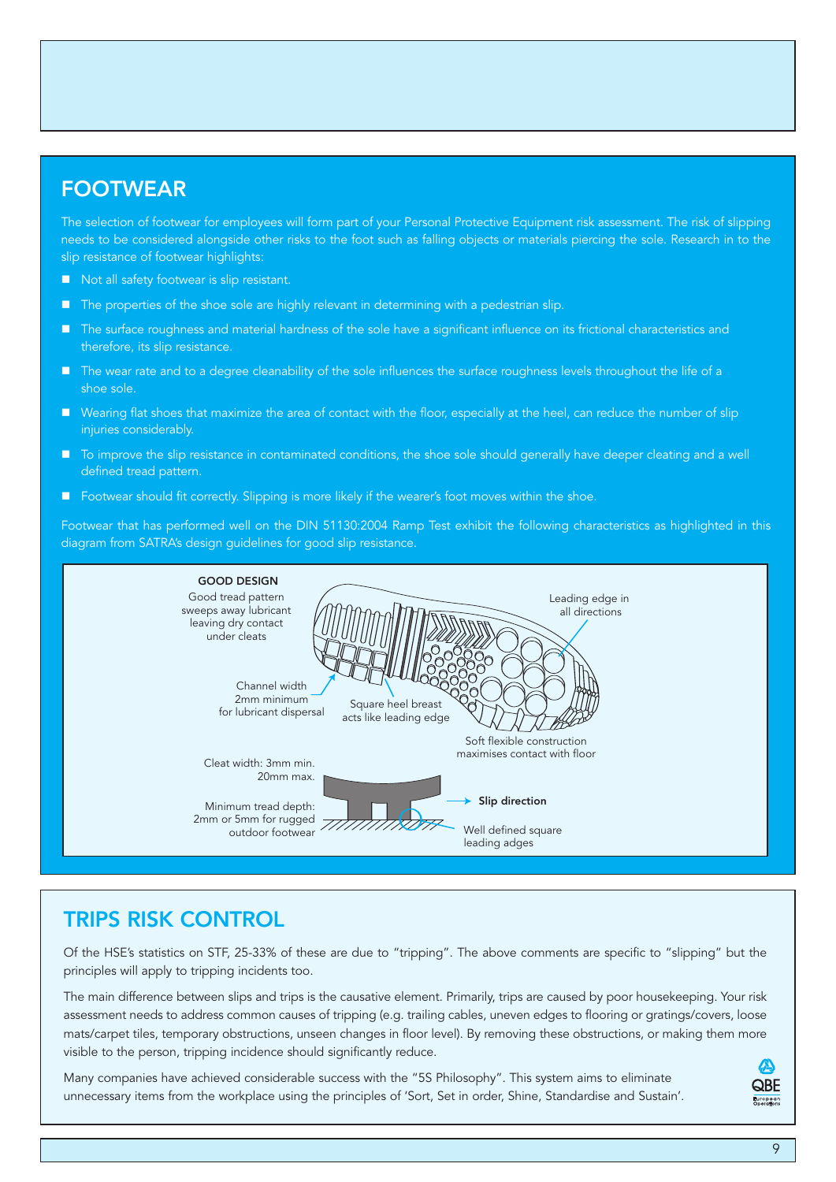## FOOTWEAR

The selection of footwear for employees will form part of your Personal Protective Equipment risk assessment. The risk of slipping needs to be considered alongside other risks to the foot such as falling objects or materials piercing the sole. Research in to the slip resistance of footwear highlights:

- Not all safety footwear is slip resistant.
- The properties of the shoe sole are highly relevant in determining with a pedestrian slip.
- The surface roughness and material hardness of the sole have a significant influence on its frictional characteristics and therefore, its slip resistance.
- The wear rate and to a degree cleanability of the sole influences the surface roughness levels throughout the life of a shoe sole.
- Wearing flat shoes that maximize the area of contact with the floor, especially at the heel, can reduce the number of slip injuries considerably.
- To improve the slip resistance in contaminated conditions, the shoe sole should generally have deeper cleating and a well defined tread pattern.
- Footwear should fit correctly. Slipping is more likely if the wearer's foot moves within the shoe.

Footwear that has performed well on the DIN 51130:2004 Ramp Test exhibit the following characteristics as highlighted in this diagram from SATRA's design guidelines for good slip resistance.

**GOOD DESIGN**

Good tread pattern sweeps away lubricant leaving dry contact under cleats

Leading edge in all directions

Channel width 2mm minimum for lubricant dispersal

Square heel breast acts like leading edge

Soft flexible construction maximises contact with floor

Cleat width: 3mm min. 20mm max.

Minimum tread depth: 2mm or 5mm for rugged outdoor footwear

**Slip direction**

Well defined square leading adges

## TRIPS RISK CONTROL

Of the HSE's statistics on STF, 25-33% of these are due to "tripping". The above comments are specific to "slipping" but the principles will apply to tripping incidents too.

The main difference between slips and trips is the causative element. Primarily, trips are caused by poor housekeeping. Your risk assessment needs to address common causes of tripping (e.g. trailing cables, uneven edges to flooring or gratings/covers, loose mats/carpet tiles, temporary obstructions, unseen changes in floor level). By removing these obstructions, or making them more visible to the person, tripping incidence should significantly reduce.

Many companies have achieved considerable success with the "5S Philosophy". This system aims to eliminate unnecessary items from the workplace using the principles of 'Sort, Set in order, Shine, Standardise and Sustain'.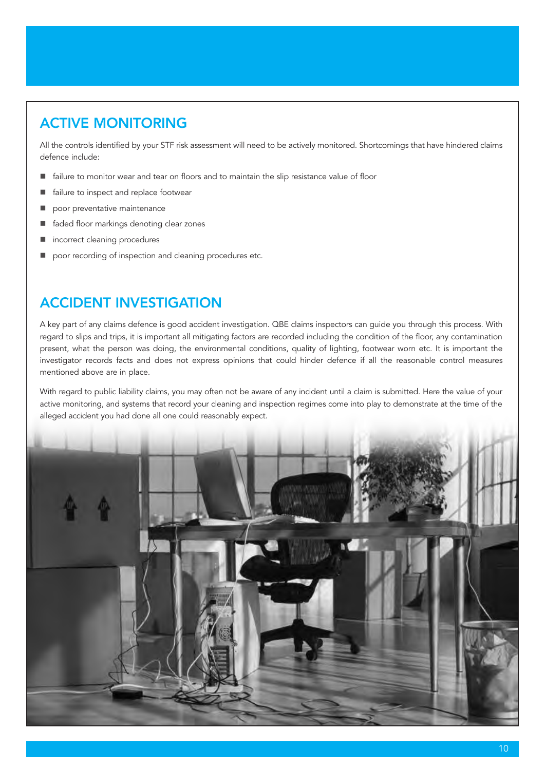## ACTIVE MONITORING

All the controls identified by your STF risk assessment will need to be actively monitored. Shortcomings that have hindered claims defence include:

- failure to monitor wear and tear on floors and to maintain the slip resistance value of floor
- failure to inspect and replace footwear
- poor preventative maintenance
- faded floor markings denoting clear zones
- incorrect cleaning procedures
- poor recording of inspection and cleaning procedures etc.

## ACCIDENT INVESTIGATION

A key part of any claims defence is good accident investigation. QBE claims inspectors can guide you through this process. With regard to slips and trips, it is important all mitigating factors are recorded including the condition of the floor, any contamination present, what the person was doing, the environmental conditions, quality of lighting, footwear worn etc. It is important the investigator records facts and does not express opinions that could hinder defence if all the reasonable control measures mentioned above are in place.

With regard to public liability claims, you may often not be aware of any incident until a claim is submitted. Here the value of your active monitoring, and systems that record your cleaning and inspection regimes come into play to demonstrate at the time of the alleged accident you had done all one could reasonably expect.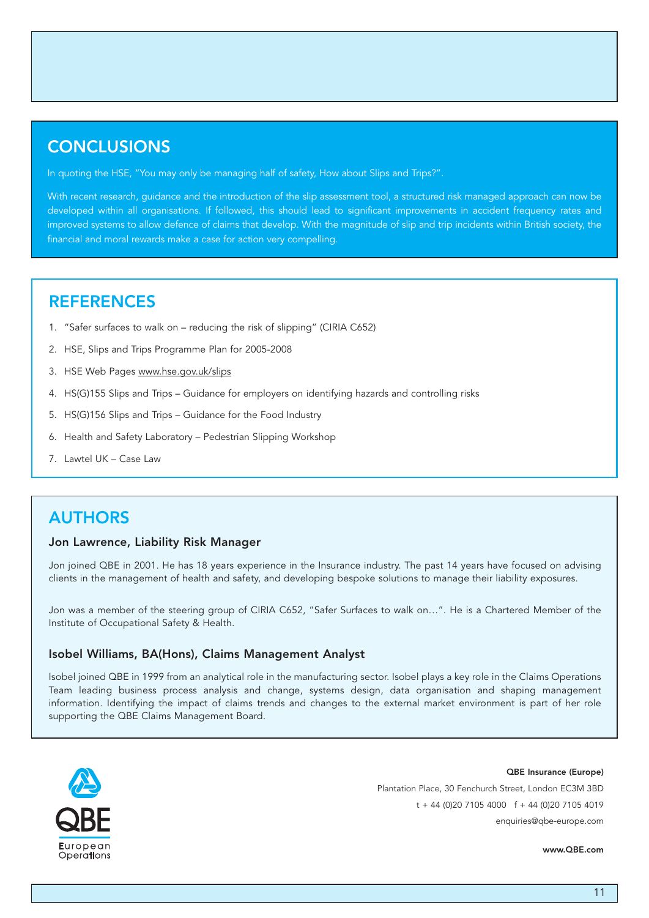## CONCLUSIONS

In quoting the HSE, "You may only be managing half of safety, How about Slips and Trips?".

With recent research, guidance and the introduction of the slip assessment tool, a structured risk managed approach can now be developed within all organisations. If followed, this should lead to significant improvements in accident frequency rates and improved systems to allow defence of claims that develop. With the magnitude of slip and trip incidents within British society, the financial and moral rewards make a case for action very compelling.

## REFERENCES

1. "Safer surfaces to walk on – reducing the risk of slipping" (CIRIA C652)
2. HSE, Slips and Trips Programme Plan for 2005-2008
3. HSE Web Pages www.hse.gov.uk/slips
4. HS(G)155 Slips and Trips – Guidance for employers on identifying hazards and controlling risks
5. HS(G)156 Slips and Trips – Guidance for the Food Industry
6. Health and Safety Laboratory – Pedestrian Slipping Workshop
7. Lawtel UK – Case Law

## AUTHORS

### Jon Lawrence, Liability Risk Manager

Jon joined QBE in 2001. He has 18 years experience in the Insurance industry. The past 14 years have focused on advising clients in the management of health and safety, and developing bespoke solutions to manage their liability exposures.

Jon was a member of the steering group of CIRIA C652, "Safer Surfaces to walk on…". He is a Chartered Member of the Institute of Occupational Safety & Health.

### Isobel Williams, BA(Hons), Claims Management Analyst

Isobel joined QBE in 1999 from an analytical role in the manufacturing sector. Isobel plays a key role in the Claims Operations Team leading business process analysis and change, systems design, data organisation and shaping management information. Identifying the impact of claims trends and changes to the external market environment is part of her role supporting the QBE Claims Management Board.

QBE European Operations

**QBE Insurance (Europe)**
Plantation Place, 30 Fenchurch Street, London EC3M 3BD
t + 44 (0)20 7105 4000 f + 44 (0)20 7105 4019
enquiries@qbe-europe.com

**www.QBE.com**